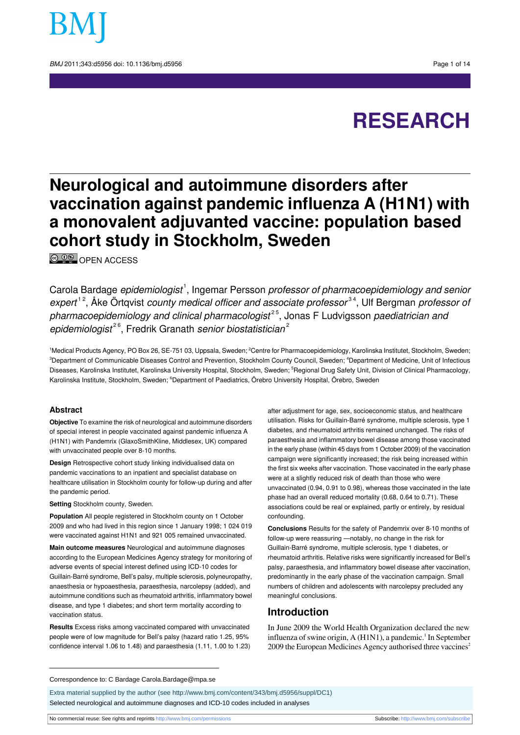# Neurological and autoimmune disorders after vaccination against pandemic influenza A (H1N1) with a monovalent adjuvanted vaccine: population based cohort study in Stockholm, Sweden

OPEN ACCESS

Carola Bardage *epidemiologist*[1], Ingemar Persson *professor of pharmacoepidemiology and senior expert*[1,2], Åke Örtqvist *county medical officer and associate professor*[3,4], Ulf Bergman *professor of pharmacoepidemiology and clinical pharmacologist*[2,5], Jonas F Ludvigsson *paediatrician and epidemiologist*[2,6], Fredrik Granath *senior biostatistician*[2]

[1]Medical Products Agency, PO Box 26, SE-751 03, Uppsala, Sweden; [2]Centre for Pharmacoepidemiology, Karolinska Institutet, Stockholm, Sweden; [3]Department of Communicable Diseases Control and Prevention, Stockholm County Council, Sweden; [4]Department of Medicine, Unit of Infectious Diseases, Karolinska Institutet, Karolinska University Hospital, Stockholm, Sweden; [5]Regional Drug Safety Unit, Division of Clinical Pharmacology, Karolinska Institute, Stockholm, Sweden; [6]Department of Paediatrics, Örebro University Hospital, Örebro, Sweden

## Abstract

**Objective** To examine the risk of neurological and autoimmune disorders of special interest in people vaccinated against pandemic influenza A (H1N1) with Pandemrix (GlaxoSmithKline, Middlesex, UK) compared with unvaccinated people over 8-10 months.

**Design** Retrospective cohort study linking individualised data on pandemic vaccinations to an inpatient and specialist database on healthcare utilisation in Stockholm county for follow-up during and after the pandemic period.

**Setting** Stockholm county, Sweden.

**Population** All people registered in Stockholm county on 1 October 2009 and who had lived in this region since 1 January 1998; 1 024 019 were vaccinated against H1N1 and 921 005 remained unvaccinated.

**Main outcome measures** Neurological and autoimmune diagnoses according to the European Medicines Agency strategy for monitoring of adverse events of special interest defined using ICD-10 codes for Guillain-Barré syndrome, Bell's palsy, multiple sclerosis, polyneuropathy, anaesthesia or hypoaesthesia, paraesthesia, narcolepsy (added), and autoimmune conditions such as rheumatoid arthritis, inflammatory bowel disease, and type 1 diabetes; and short term mortality according to vaccination status.

**Results** Excess risks among vaccinated compared with unvaccinated people were of low magnitude for Bell's palsy (hazard ratio 1.25, 95% confidence interval 1.06 to 1.48) and paraesthesia (1.11, 1.00 to 1.23) after adjustment for age, sex, socioeconomic status, and healthcare utilisation. Risks for Guillain-Barré syndrome, multiple sclerosis, type 1 diabetes, and rheumatoid arthritis remained unchanged. The risks of paraesthesia and inflammatory bowel disease among those vaccinated in the early phase (within 45 days from 1 October 2009) of the vaccination campaign were significantly increased; the risk being increased within the first six weeks after vaccination. Those vaccinated in the early phase were at a slightly reduced risk of death than those who were unvaccinated (0.94, 0.91 to 0.98), whereas those vaccinated in the late phase had an overall reduced mortality (0.68, 0.64 to 0.71). These associations could be real or explained, partly or entirely, by residual confounding.

**Conclusions** Results for the safety of Pandemrix over 8-10 months of follow-up were reassuring —notably, no change in the risk for Guillain-Barré syndrome, multiple sclerosis, type 1 diabetes, or rheumatoid arthritis. Relative risks were significantly increased for Bell's palsy, paraesthesia, and inflammatory bowel disease after vaccination, predominantly in the early phase of the vaccination campaign. Small numbers of children and adolescents with narcolepsy precluded any meaningful conclusions.

## Introduction

In June 2009 the World Health Organization declared the new influenza of swine origin, A (H1N1), a pandemic.[1] In September 2009 the European Medicines Agency authorised three vaccines[2]

Correspondence to: C Bardage Carola.Bardage@mpa.se

Extra material supplied by the author (see http://www.bmj.com/content/343/bmj.d5956/suppl/DC1)

Selected neurological and autoimmune diagnoses and ICD-10 codes included in analyses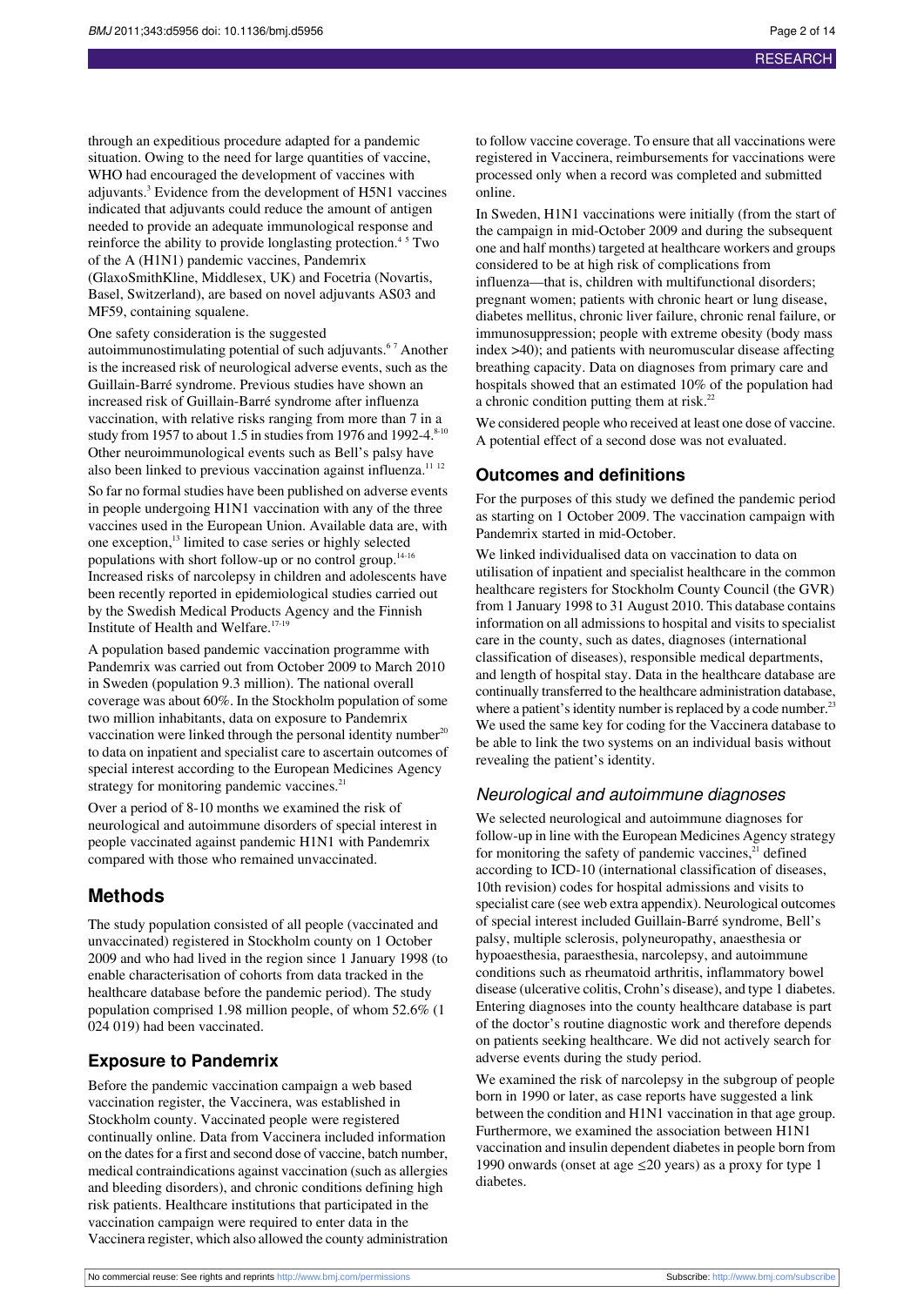through an expeditious procedure adapted for a pandemic situation. Owing to the need for large quantities of vaccine, WHO had encouraged the development of vaccines with adjuvants.[3] Evidence from the development of H5N1 vaccines indicated that adjuvants could reduce the amount of antigen needed to provide an adequate immunological response and reinforce the ability to provide longlasting protection.[4 5] Two of the A (H1N1) pandemic vaccines, Pandemrix (GlaxoSmithKline, Middlesex, UK) and Focetria (Novartis, Basel, Switzerland), are based on novel adjuvants AS03 and MF59, containing squalene.

One safety consideration is the suggested autoimmunostimulating potential of such adjuvants.[6 7] Another is the increased risk of neurological adverse events, such as the Guillain-Barré syndrome. Previous studies have shown an increased risk of Guillain-Barré syndrome after influenza vaccination, with relative risks ranging from more than 7 in a study from 1957 to about 1.5 in studies from 1976 and 1992-4.[8-10] Other neuroimmunological events such as Bell's palsy have also been linked to previous vaccination against influenza.[11 12]

So far no formal studies have been published on adverse events in people undergoing H1N1 vaccination with any of the three vaccines used in the European Union. Available data are, with one exception,[13] limited to case series or highly selected populations with short follow-up or no control group.[14-16] Increased risks of narcolepsy in children and adolescents have been recently reported in epidemiological studies carried out by the Swedish Medical Products Agency and the Finnish Institute of Health and Welfare.[17-19]

A population based pandemic vaccination programme with Pandemrix was carried out from October 2009 to March 2010 in Sweden (population 9.3 million). The national overall coverage was about 60%. In the Stockholm population of some two million inhabitants, data on exposure to Pandemrix vaccination were linked through the personal identity number[20] to data on inpatient and specialist care to ascertain outcomes of special interest according to the European Medicines Agency strategy for monitoring pandemic vaccines.[21]

Over a period of 8-10 months we examined the risk of neurological and autoimmune disorders of special interest in people vaccinated against pandemic H1N1 with Pandemrix compared with those who remained unvaccinated.

## Methods

The study population consisted of all people (vaccinated and unvaccinated) registered in Stockholm county on 1 October 2009 and who had lived in the region since 1 January 1998 (to enable characterisation of cohorts from data tracked in the healthcare database before the pandemic period). The study population comprised 1.98 million people, of whom 52.6% (1 024 019) had been vaccinated.

## Exposure to Pandemrix

Before the pandemic vaccination campaign a web based vaccination register, the Vaccinera, was established in Stockholm county. Vaccinated people were registered continually online. Data from Vaccinera included information on the dates for a first and second dose of vaccine, batch number, medical contraindications against vaccination (such as allergies and bleeding disorders), and chronic conditions defining high risk patients. Healthcare institutions that participated in the vaccination campaign were required to enter data in the Vaccinera register, which also allowed the county administration to follow vaccine coverage. To ensure that all vaccinations were registered in Vaccinera, reimbursements for vaccinations were processed only when a record was completed and submitted online.

In Sweden, H1N1 vaccinations were initially (from the start of the campaign in mid-October 2009 and during the subsequent one and half months) targeted at healthcare workers and groups considered to be at high risk of complications from influenza—that is, children with multifunctional disorders; pregnant women; patients with chronic heart or lung disease, diabetes mellitus, chronic liver failure, chronic renal failure, or immunosuppression; people with extreme obesity (body mass index >40); and patients with neuromuscular disease affecting breathing capacity. Data on diagnoses from primary care and hospitals showed that an estimated 10% of the population had a chronic condition putting them at risk.[22]

We considered people who received at least one dose of vaccine. A potential effect of a second dose was not evaluated.

## Outcomes and definitions

For the purposes of this study we defined the pandemic period as starting on 1 October 2009. The vaccination campaign with Pandemrix started in mid-October.

We linked individualised data on vaccination to data on utilisation of inpatient and specialist healthcare in the common healthcare registers for Stockholm County Council (the GVR) from 1 January 1998 to 31 August 2010. This database contains information on all admissions to hospital and visits to specialist care in the county, such as dates, diagnoses (international classification of diseases), responsible medical departments, and length of hospital stay. Data in the healthcare database are continually transferred to the healthcare administration database, where a patient's identity number is replaced by a code number.[23] We used the same key for coding for the Vaccinera database to be able to link the two systems on an individual basis without revealing the patient's identity.

### *Neurological and autoimmune diagnoses*

We selected neurological and autoimmune diagnoses for follow-up in line with the European Medicines Agency strategy for monitoring the safety of pandemic vaccines,[21] defined according to ICD-10 (international classification of diseases, 10th revision) codes for hospital admissions and visits to specialist care (see web extra appendix). Neurological outcomes of special interest included Guillain-Barré syndrome, Bell's palsy, multiple sclerosis, polyneuropathy, anaesthesia or hypoaesthesia, paraesthesia, narcolepsy, and autoimmune conditions such as rheumatoid arthritis, inflammatory bowel disease (ulcerative colitis, Crohn's disease), and type 1 diabetes. Entering diagnoses into the county healthcare database is part of the doctor's routine diagnostic work and therefore depends on patients seeking healthcare. We did not actively search for adverse events during the study period.

We examined the risk of narcolepsy in the subgroup of people born in 1990 or later, as case reports have suggested a link between the condition and H1N1 vaccination in that age group. Furthermore, we examined the association between H1N1 vaccination and insulin dependent diabetes in people born from 1990 onwards (onset at age ≤20 years) as a proxy for type 1 diabetes.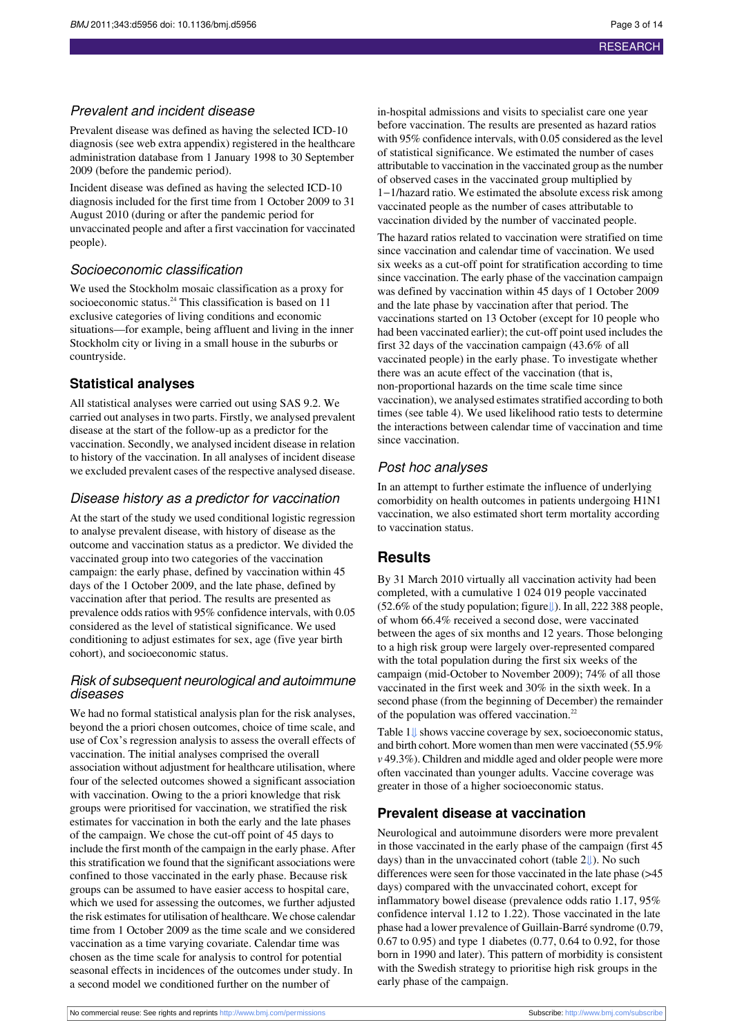### Prevalent and incident disease

Prevalent disease was defined as having the selected ICD-10 diagnosis (see web extra appendix) registered in the healthcare administration database from 1 January 1998 to 30 September 2009 (before the pandemic period).

Incident disease was defined as having the selected ICD-10 diagnosis included for the first time from 1 October 2009 to 31 August 2010 (during or after the pandemic period for unvaccinated people and after a first vaccination for vaccinated people).

### Socioeconomic classification

We used the Stockholm mosaic classification as a proxy for socioeconomic status.[24] This classification is based on 11 exclusive categories of living conditions and economic situations—for example, being affluent and living in the inner Stockholm city or living in a small house in the suburbs or countryside.

## Statistical analyses

All statistical analyses were carried out using SAS 9.2. We carried out analyses in two parts. Firstly, we analysed prevalent disease at the start of the follow-up as a predictor for the vaccination. Secondly, we analysed incident disease in relation to history of the vaccination. In all analyses of incident disease we excluded prevalent cases of the respective analysed disease.

### Disease history as a predictor for vaccination

At the start of the study we used conditional logistic regression to analyse prevalent disease, with history of disease as the outcome and vaccination status as a predictor. We divided the vaccinated group into two categories of the vaccination campaign: the early phase, defined by vaccination within 45 days of the 1 October 2009, and the late phase, defined by vaccination after that period. The results are presented as prevalence odds ratios with 95% confidence intervals, with 0.05 considered as the level of statistical significance. We used conditioning to adjust estimates for sex, age (five year birth cohort), and socioeconomic status.

### Risk of subsequent neurological and autoimmune diseases

We had no formal statistical analysis plan for the risk analyses, beyond the a priori chosen outcomes, choice of time scale, and use of Cox's regression analysis to assess the overall effects of vaccination. The initial analyses comprised the overall association without adjustment for healthcare utilisation, where four of the selected outcomes showed a significant association with vaccination. Owing to the a priori knowledge that risk groups were prioritised for vaccination, we stratified the risk estimates for vaccination in both the early and the late phases of the campaign. We chose the cut-off point of 45 days to include the first month of the campaign in the early phase. After this stratification we found that the significant associations were confined to those vaccinated in the early phase. Because risk groups can be assumed to have easier access to hospital care, which we used for assessing the outcomes, we further adjusted the risk estimates for utilisation of healthcare. We chose calendar time from 1 October 2009 as the time scale and we considered vaccination as a time varying covariate. Calendar time was chosen as the time scale for analysis to control for potential seasonal effects in incidences of the outcomes under study. In a second model we conditioned further on the number of in-hospital admissions and visits to specialist care one year before vaccination. The results are presented as hazard ratios with 95% confidence intervals, with 0.05 considered as the level of statistical significance. We estimated the number of cases attributable to vaccination in the vaccinated group as the number of observed cases in the vaccinated group multiplied by 1−1/hazard ratio. We estimated the absolute excess risk among vaccinated people as the number of cases attributable to vaccination divided by the number of vaccinated people.

The hazard ratios related to vaccination were stratified on time since vaccination and calendar time of vaccination. We used six weeks as a cut-off point for stratification according to time since vaccination. The early phase of the vaccination campaign was defined by vaccination within 45 days of 1 October 2009 and the late phase by vaccination after that period. The vaccinations started on 13 October (except for 10 people who had been vaccinated earlier); the cut-off point used includes the first 32 days of the vaccination campaign (43.6% of all vaccinated people) in the early phase. To investigate whether there was an acute effect of the vaccination (that is, non-proportional hazards on the time scale time since vaccination), we analysed estimates stratified according to both times (see table 4). We used likelihood ratio tests to determine the interactions between calendar time of vaccination and time since vaccination.

### Post hoc analyses

In an attempt to further estimate the influence of underlying comorbidity on health outcomes in patients undergoing H1N1 vaccination, we also estimated short term mortality according to vaccination status.

# Results

By 31 March 2010 virtually all vaccination activity had been completed, with a cumulative 1 024 019 people vaccinated (52.6% of the study population; figure). In all, 222 388 people, of whom 66.4% received a second dose, were vaccinated between the ages of six months and 12 years. Those belonging to a high risk group were largely over-represented compared with the total population during the first six weeks of the campaign (mid-October to November 2009); 74% of all those vaccinated in the first week and 30% in the sixth week. In a second phase (from the beginning of December) the remainder of the population was offered vaccination.[22]

Table 1 shows vaccine coverage by sex, socioeconomic status, and birth cohort. More women than men were vaccinated (55.9% *v* 49.3%). Children and middle aged and older people were more often vaccinated than younger adults. Vaccine coverage was greater in those of a higher socioeconomic status.

## Prevalent disease at vaccination

Neurological and autoimmune disorders were more prevalent in those vaccinated in the early phase of the campaign (first 45 days) than in the unvaccinated cohort (table 2). No such differences were seen for those vaccinated in the late phase (>45 days) compared with the unvaccinated cohort, except for inflammatory bowel disease (prevalence odds ratio 1.17, 95% confidence interval 1.12 to 1.22). Those vaccinated in the late phase had a lower prevalence of Guillain-Barré syndrome (0.79, 0.67 to 0.95) and type 1 diabetes (0.77, 0.64 to 0.92, for those born in 1990 and later). This pattern of morbidity is consistent with the Swedish strategy to prioritise high risk groups in the early phase of the campaign.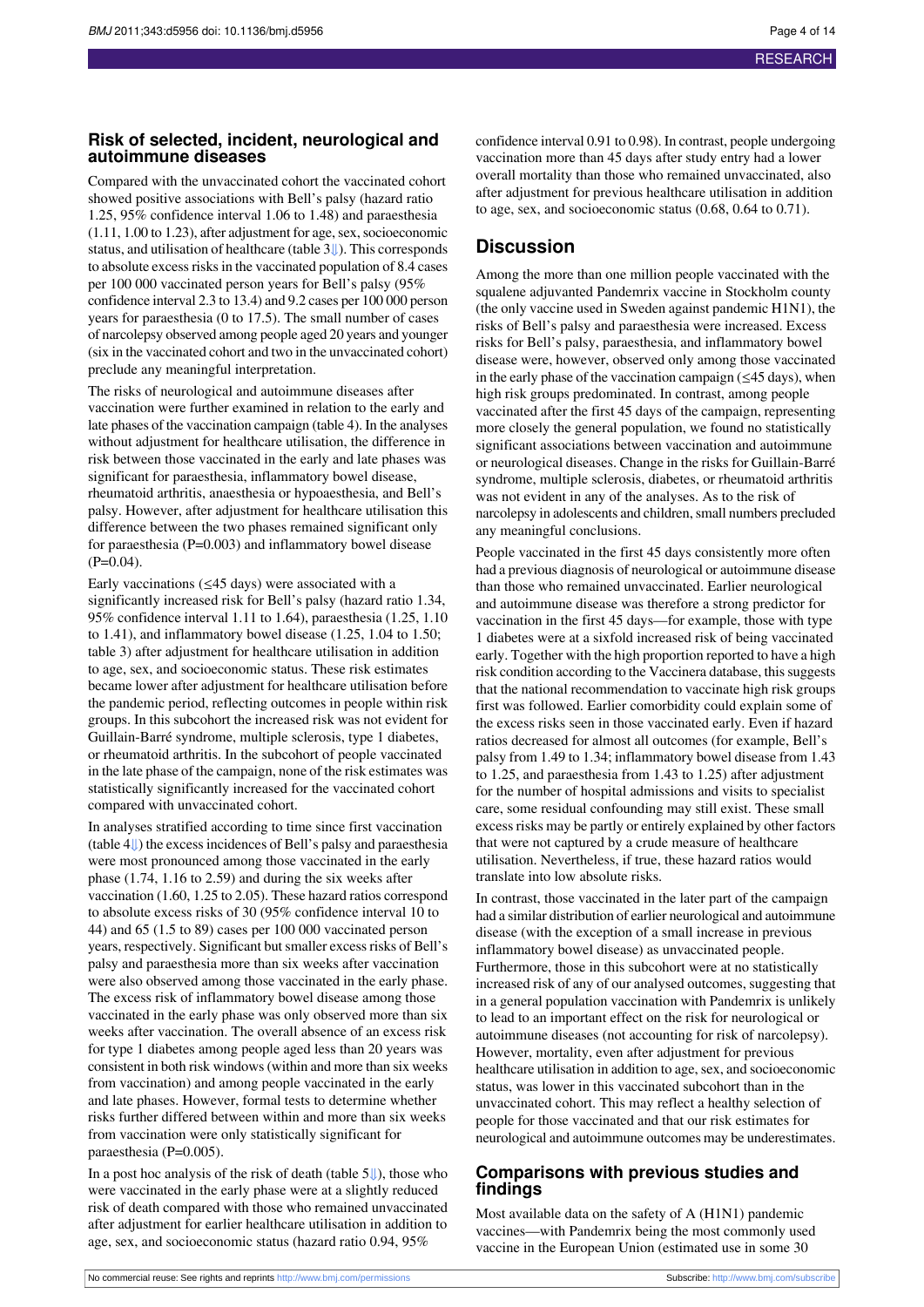### Risk of selected, incident, neurological and autoimmune diseases

Compared with the unvaccinated cohort the vaccinated cohort showed positive associations with Bell's palsy (hazard ratio 1.25, 95% confidence interval 1.06 to 1.48) and paraesthesia (1.11, 1.00 to 1.23), after adjustment for age, sex, socioeconomic status, and utilisation of healthcare (table 3⇓). This corresponds to absolute excess risks in the vaccinated population of 8.4 cases per 100 000 vaccinated person years for Bell's palsy (95% confidence interval 2.3 to 13.4) and 9.2 cases per 100 000 person years for paraesthesia (0 to 17.5). The small number of cases of narcolepsy observed among people aged 20 years and younger (six in the vaccinated cohort and two in the unvaccinated cohort) preclude any meaningful interpretation.

The risks of neurological and autoimmune diseases after vaccination were further examined in relation to the early and late phases of the vaccination campaign (table 4). In the analyses without adjustment for healthcare utilisation, the difference in risk between those vaccinated in the early and late phases was significant for paraesthesia, inflammatory bowel disease, rheumatoid arthritis, anaesthesia or hypoaesthesia, and Bell's palsy. However, after adjustment for healthcare utilisation this difference between the two phases remained significant only for paraesthesia (P=0.003) and inflammatory bowel disease (P=0.04).

Early vaccinations (≤45 days) were associated with a significantly increased risk for Bell's palsy (hazard ratio 1.34, 95% confidence interval 1.11 to 1.64), paraesthesia (1.25, 1.10 to 1.41), and inflammatory bowel disease (1.25, 1.04 to 1.50; table 3) after adjustment for healthcare utilisation in addition to age, sex, and socioeconomic status. These risk estimates became lower after adjustment for healthcare utilisation before the pandemic period, reflecting outcomes in people within risk groups. In this subcohort the increased risk was not evident for Guillain-Barré syndrome, multiple sclerosis, type 1 diabetes, or rheumatoid arthritis. In the subcohort of people vaccinated in the late phase of the campaign, none of the risk estimates was statistically significantly increased for the vaccinated cohort compared with unvaccinated cohort.

In analyses stratified according to time since first vaccination (table 4⇓) the excess incidences of Bell's palsy and paraesthesia were most pronounced among those vaccinated in the early phase (1.74, 1.16 to 2.59) and during the six weeks after vaccination (1.60, 1.25 to 2.05). These hazard ratios correspond to absolute excess risks of 30 (95% confidence interval 10 to 44) and 65 (1.5 to 89) cases per 100 000 vaccinated person years, respectively. Significant but smaller excess risks of Bell's palsy and paraesthesia more than six weeks after vaccination were also observed among those vaccinated in the early phase. The excess risk of inflammatory bowel disease among those vaccinated in the early phase was only observed more than six weeks after vaccination. The overall absence of an excess risk for type 1 diabetes among people aged less than 20 years was consistent in both risk windows (within and more than six weeks from vaccination) and among people vaccinated in the early and late phases. However, formal tests to determine whether risks further differed between within and more than six weeks from vaccination were only statistically significant for paraesthesia (P=0.005).

In a post hoc analysis of the risk of death (table 5⇓), those who were vaccinated in the early phase were at a slightly reduced risk of death compared with those who remained unvaccinated after adjustment for earlier healthcare utilisation in addition to age, sex, and socioeconomic status (hazard ratio 0.94, 95% confidence interval 0.91 to 0.98). In contrast, people undergoing vaccination more than 45 days after study entry had a lower overall mortality than those who remained unvaccinated, also after adjustment for previous healthcare utilisation in addition to age, sex, and socioeconomic status (0.68, 0.64 to 0.71).

## Discussion

Among the more than one million people vaccinated with the squalene adjuvanted Pandemrix vaccine in Stockholm county (the only vaccine used in Sweden against pandemic H1N1), the risks of Bell's palsy and paraesthesia were increased. Excess risks for Bell's palsy, paraesthesia, and inflammatory bowel disease were, however, observed only among those vaccinated in the early phase of the vaccination campaign (≤45 days), when high risk groups predominated. In contrast, among people vaccinated after the first 45 days of the campaign, representing more closely the general population, we found no statistically significant associations between vaccination and autoimmune or neurological diseases. Change in the risks for Guillain-Barré syndrome, multiple sclerosis, diabetes, or rheumatoid arthritis was not evident in any of the analyses. As to the risk of narcolepsy in adolescents and children, small numbers precluded any meaningful conclusions.

People vaccinated in the first 45 days consistently more often had a previous diagnosis of neurological or autoimmune disease than those who remained unvaccinated. Earlier neurological and autoimmune disease was therefore a strong predictor for vaccination in the first 45 days—for example, those with type 1 diabetes were at a sixfold increased risk of being vaccinated early. Together with the high proportion reported to have a high risk condition according to the Vaccinera database, this suggests that the national recommendation to vaccinate high risk groups first was followed. Earlier comorbidity could explain some of the excess risks seen in those vaccinated early. Even if hazard ratios decreased for almost all outcomes (for example, Bell's palsy from 1.49 to 1.34; inflammatory bowel disease from 1.43 to 1.25, and paraesthesia from 1.43 to 1.25) after adjustment for the number of hospital admissions and visits to specialist care, some residual confounding may still exist. These small excess risks may be partly or entirely explained by other factors that were not captured by a crude measure of healthcare utilisation. Nevertheless, if true, these hazard ratios would translate into low absolute risks.

In contrast, those vaccinated in the later part of the campaign had a similar distribution of earlier neurological and autoimmune disease (with the exception of a small increase in previous inflammatory bowel disease) as unvaccinated people. Furthermore, those in this subcohort were at no statistically increased risk of any of our analysed outcomes, suggesting that in a general population vaccination with Pandemrix is unlikely to lead to an important effect on the risk for neurological or autoimmune diseases (not accounting for risk of narcolepsy). However, mortality, even after adjustment for previous healthcare utilisation in addition to age, sex, and socioeconomic status, was lower in this vaccinated subcohort than in the unvaccinated cohort. This may reflect a healthy selection of people for those vaccinated and that our risk estimates for neurological and autoimmune outcomes may be underestimates.

### Comparisons with previous studies and findings

Most available data on the safety of A (H1N1) pandemic vaccines—with Pandemrix being the most commonly used vaccine in the European Union (estimated use in some 30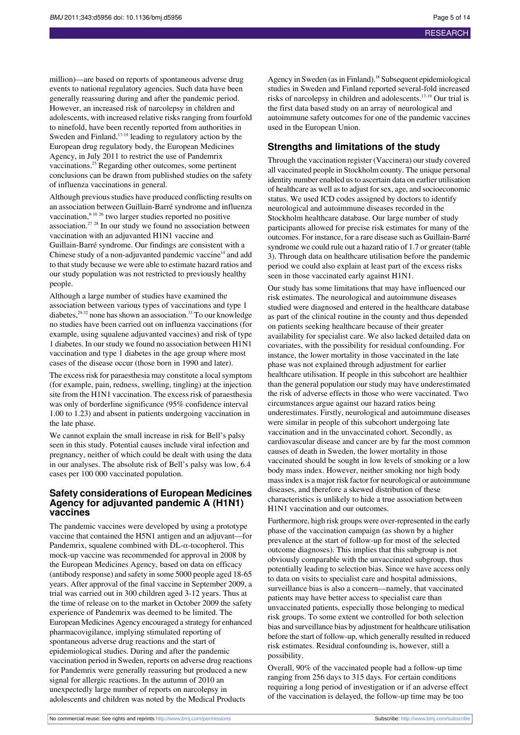million)—are based on reports of spontaneous adverse drug events to national regulatory agencies. Such data have been generally reassuring during and after the pandemic period. However, an increased risk of narcolepsy in children and adolescents, with increased relative risks ranging from fourfold to ninefold, have been recently reported from authorities in Sweden and Finland,[17-19] leading to regulatory action by the European drug regulatory body, the European Medicines Agency, in July 2011 to restrict the use of Pandemrix vaccinations.[25] Regarding other outcomes, some pertinent conclusions can be drawn from published studies on the safety of influenza vaccinations in general.

Although previous studies have produced conflicting results on an association between Guillain-Barré syndrome and influenza vaccination,[8-10 26] two larger studies reported no positive association.[27 28] In our study we found no association between vaccination with an adjuvanted H1N1 vaccine and Guillain-Barré syndrome. Our findings are consistent with a Chinese study of a non-adjuvanted pandemic vaccine[14] and add to that study because we were able to estimate hazard ratios and our study population was not restricted to previously healthy people.

Although a large number of studies have examined the association between various types of vaccinations and type 1 diabetes,[29-32] none has shown an association.[33] To our knowledge no studies have been carried out on influenza vaccinations (for example, using squalene adjuvanted vaccines) and risk of type 1 diabetes. In our study we found no association between H1N1 vaccination and type 1 diabetes in the age group where most cases of the disease occur (those born in 1990 and later).

The excess risk for paraesthesia may constitute a local symptom (for example, pain, redness, swelling, tingling) at the injection site from the H1N1 vaccination. The excess risk of paraesthesia was only of borderline significance (95% confidence interval 1.00 to 1.23) and absent in patients undergoing vaccination in the late phase.

We cannot explain the small increase in risk for Bell's palsy seen in this study. Potential causes include viral infection and pregnancy, neither of which could be dealt with using the data in our analyses. The absolute risk of Bell's palsy was low, 6.4 cases per 100 000 vaccinated population.

## Safety considerations of European Medicines Agency for adjuvanted pandemic A (H1N1) vaccines

The pandemic vaccines were developed by using a prototype vaccine that contained the H5N1 antigen and an adjuvant—for Pandemrix, squalene combined with DL-α-tocopherol. This mock-up vaccine was recommended for approval in 2008 by the European Medicines Agency, based on data on efficacy (antibody response) and safety in some 5000 people aged 18-65 years. After approval of the final vaccine in September 2009, a trial was carried out in 300 children aged 3-12 years. Thus at the time of release on to the market in October 2009 the safety experience of Pandemrix was deemed to be limited. The European Medicines Agency encouraged a strategy for enhanced pharmacovigilance, implying stimulated reporting of spontaneous adverse drug reactions and the start of epidemiological studies. During and after the pandemic vaccination period in Sweden, reports on adverse drug reactions for Pandemrix were generally reassuring but produced a new signal for allergic reactions. In the autumn of 2010 an unexpectedly large number of reports on narcolepsy in adolescents and children was noted by the Medical Products Agency in Sweden (as in Finland).[18] Subsequent epidemiological studies in Sweden and Finland reported several-fold increased risks of narcolepsy in children and adolescents.[17-19] Our trial is the first data based study on an array of neurological and autoimmune safety outcomes for one of the pandemic vaccines used in the European Union.

## Strengths and limitations of the study

Through the vaccination register (Vaccinera) our study covered all vaccinated people in Stockholm county. The unique personal identity number enabled us to ascertain data on earlier utilisation of healthcare as well as to adjust for sex, age, and socioeconomic status. We used ICD codes assigned by doctors to identify neurological and autoimmune diseases recorded in the Stockholm healthcare database. Our large number of study participants allowed for precise risk estimates for many of the outcomes. For instance, for a rare disease such as Guillain-Barré syndrome we could rule out a hazard ratio of 1.7 or greater (table 3). Through data on healthcare utilisation before the pandemic period we could also explain at least part of the excess risks seen in those vaccinated early against H1N1.

Our study has some limitations that may have influenced our risk estimates. The neurological and autoimmune diseases studied were diagnosed and entered in the healthcare database as part of the clinical routine in the county and thus depended on patients seeking healthcare because of their greater availability for specialist care. We also lacked detailed data on covariates, with the possibility for residual confounding. For instance, the lower mortality in those vaccinated in the late phase was not explained through adjustment for earlier healthcare utilisation. If people in this subcohort are healthier than the general population our study may have underestimated the risk of adverse effects in those who were vaccinated. Two circumstances argue against our hazard ratios being underestimates. Firstly, neurological and autoimmune diseases were similar in people of this subcohort undergoing late vaccination and in the unvaccinated cohort. Secondly, as cardiovascular disease and cancer are by far the most common causes of death in Sweden, the lower mortality in those vaccinated should be sought in low levels of smoking or a low body mass index. However, neither smoking nor high body mass index is a major risk factor for neurological or autoimmune diseases, and therefore a skewed distribution of these characteristics is unlikely to hide a true association between H1N1 vaccination and our outcomes.

Furthermore, high risk groups were over-represented in the early phase of the vaccination campaign (as shown by a higher prevalence at the start of follow-up for most of the selected outcome diagnoses). This implies that this subgroup is not obviously comparable with the unvaccinated subgroup, thus potentially leading to selection bias. Since we have access only to data on visits to specialist care and hospital admissions, surveillance bias is also a concern—namely, that vaccinated patients may have better access to specialist care than unvaccinated patients, especially those belonging to medical risk groups. To some extent we controlled for both selection bias and surveillance bias by adjustment for healthcare utilisation before the start of follow-up, which generally resulted in reduced risk estimates. Residual confounding is, however, still a possibility.

Overall, 90% of the vaccinated people had a follow-up time ranging from 256 days to 315 days. For certain conditions requiring a long period of investigation or if an adverse effect of the vaccination is delayed, the follow-up time may be too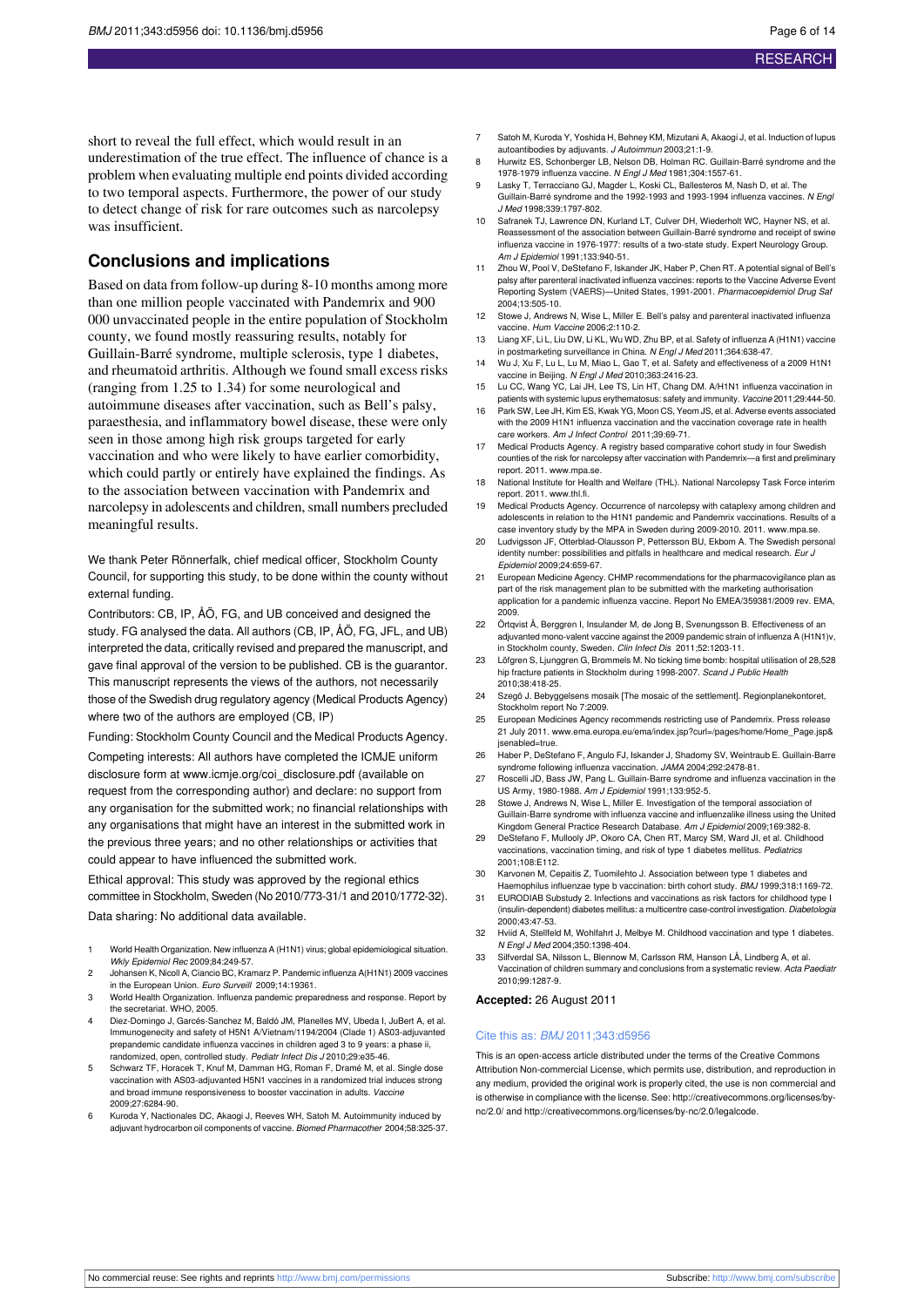short to reveal the full effect, which would result in an underestimation of the true effect. The influence of chance is a problem when evaluating multiple end points divided according to two temporal aspects. Furthermore, the power of our study to detect change of risk for rare outcomes such as narcolepsy was insufficient.

## Conclusions and implications

Based on data from follow-up during 8-10 months among more than one million people vaccinated with Pandemrix and 900 000 unvaccinated people in the entire population of Stockholm county, we found mostly reassuring results, notably for Guillain-Barré syndrome, multiple sclerosis, type 1 diabetes, and rheumatoid arthritis. Although we found small excess risks (ranging from 1.25 to 1.34) for some neurological and autoimmune diseases after vaccination, such as Bell's palsy, paraesthesia, and inflammatory bowel disease, these were only seen in those among high risk groups targeted for early vaccination and who were likely to have earlier comorbidity, which could partly or entirely have explained the findings. As to the association between vaccination with Pandemrix and narcolepsy in adolescents and children, small numbers precluded meaningful results.

We thank Peter Rönnerfalk, chief medical officer, Stockholm County Council, for supporting this study, to be done within the county without external funding.

Contributors: CB, IP, ÅÖ, FG, and UB conceived and designed the study. FG analysed the data. All authors (CB, IP, ÅÖ, FG, JFL, and UB) interpreted the data, critically revised and prepared the manuscript, and gave final approval of the version to be published. CB is the guarantor. This manuscript represents the views of the authors, not necessarily those of the Swedish drug regulatory agency (Medical Products Agency) where two of the authors are employed (CB, IP)

Funding: Stockholm County Council and the Medical Products Agency.

Competing interests: All authors have completed the ICMJE uniform disclosure form at www.icmje.org/coi_disclosure.pdf (available on request from the corresponding author) and declare: no support from any organisation for the submitted work; no financial relationships with any organisations that might have an interest in the submitted work in the previous three years; no other relationships or activities that could appear to have influenced the submitted work.

Ethical approval: This study was approved by the regional ethics committee in Stockholm, Sweden (No 2010/773-31/1 and 2010/1772-32).

Data sharing: No additional data available.

1. World Health Organization. New influenza A (H1N1) virus; global epidemiological situation. *Wkly Epidemiol Rec* 2009;84:249-57.
2. Johansen K, Nicoll A, Ciancio BC, Kramarz P. Pandemic influenza A(H1N1) 2009 vaccines in the European Union. *Euro Surveill* 2009;14:19361.
3. World Health Organization. Influenza pandemic preparedness and response. Report by the secretariat. WHO, 2005.
4. Diez-Domingo J, Garcés-Sanchez M, Baldó JM, Planelles MV, Ubeda I, JuBert A, et al. Immunogenecity and safety of H5N1 A/Vietnam/1194/2004 (Clade 1) AS03-adjuvanted prepandemic candidate influenza vaccines in children aged 3 to 9 years: a phase ii, randomized, open, controlled study. *Pediatr Infect Dis J* 2010;29:e35-46.
5. Schwarz TF, Horacek T, Knuf M, Damman HG, Roman F, Dramé M, et al. Single dose vaccination with AS03-adjuvanted H5N1 vaccines in a randomized trial induces strong and broad immune responsiveness to booster vaccination in adults. *Vaccine* 2009;27:6284-90.
6. Kuroda Y, Nactionales DC, Akaogi J, Reeves WH, Satoh M. Autoimmunity induced by adjuvant hydrocarbon oil components of vaccine. *Biomed Pharmacother* 2004;58:325-37.
7. Satoh M, Kuroda Y, Yoshida H, Behney KM, Mizutani A, Akaogi J, et al. Induction of lupus autoantibodies by adjuvants. *J Autoimmun* 2003;21:1-9.
8. Hurwitz ES, Schonberger LB, Nelson DB, Holman RC. Guillain-Barré syndrome and the 1978-1979 influenza vaccine. *N Engl J Med* 1981;304:1557-61.
9. Lasky T, Terracciano GJ, Magder L, Koski CL, Ballesteros M, Nash D, et al. The Guillain-Barré syndrome and the 1992-1993 and 1993-1994 influenza vaccines. *N Engl J Med* 1998;339:1797-802.
10. Safranek TJ, Lawrence DN, Kurland LT, Culver DH, Wiederholt WC, Hayner NS, et al. Reassessment of the association between Guillain-Barré syndrome and receipt of swine influenza vaccine in 1976-1977: results of a two-state study. Expert Neurology Group. *Am J Epidemiol* 1991;133:940-51.
11. Zhou W, Pool V, DeStefano F, Iskander JK, Haber P, Chen RT. A potential signal of Bell's palsy after parenteral inactivated influenza vaccines: reports to the Vaccine Adverse Event Reporting System (VAERS)—United States, 1991-2001. *Pharmacoepidemiol Drug Saf* 2004;13:505-10.
12. Stowe J, Andrews N, Wise L, Miller E. Bell's palsy and parenteral inactivated influenza vaccine. *Hum Vaccine* 2006;2:110-2.
13. Liang XF, Li L, Liu DW, Li KL, Wu WD, Zhu BP, et al. Safety of influenza A (H1N1) vaccine in postmarketing surveillance in China. *N Engl J Med* 2011;364:638-47.
14. Wu J, Xu F, Lu L, Lu M, Miao L, Gao T, et al. Safety and effectiveness of a 2009 H1N1 vaccine in Beijing. *N Engl J Med* 2010;363:2416-23.
15. Lu CC, Wang YC, Lai JH, Lee TS, Lin HT, Chang DM. A/H1N1 influenza vaccination in patients with systemic lupus erythematosus: safety and immunity. *Vaccine* 2011;29:444-50.
16. Park SW, Lee JH, Kim ES, Kwak YG, Moon CS, Yeom JS, et al. Adverse events associated with the 2009 H1N1 influenza vaccination and the vaccination coverage rate in health care workers. *Am J Infect Control* 2011;39:69-71.
17. Medical Products Agency. A registry based comparative cohort study in four Swedish counties of the risk for narcolepsy after vaccination with Pandemrix—a first and preliminary report. 2011. www.mpa.se.
18. National Institute for Health and Welfare (THL). National Narcolepsy Task Force interim report. 2011. www.thl.fi.
19. Medical Products Agency. Occurrence of narcolepsy with cataplexy among children and adolescents in relation to the H1N1 pandemic and Pandemrix vaccinations. Results of a case inventory study by the MPA in Sweden during 2009-2010. 2011. www.mpa.se.
20. Ludvigsson JF, Otterblad-Olausson P, Pettersson BU, Ekbom A. The Swedish personal identity number: possibilities and pitfalls in healthcare and medical research. *Eur J Epidemiol* 2009;24:659-67.
21. European Medicine Agency. CHMP recommendations for the pharmacovigilance plan as part of the risk management plan to be submitted with the marketing authorisation application for a pandemic influenza vaccine. Report No EMEA/359381/2009 rev. EMA, 2009.
22. Örtqvist Å, Berggren I, Insulander M, de Jong B, Svenungsson B. Effectiveness of an adjuvanted mono-valent vaccine against the 2009 pandemic strain of influenza A (H1N1)v, in Stockholm county, Sweden. *Clin Infect Dis* 2011;52:1203-11.
23. Löfgren S, Ljunggren G, Brommels M. No ticking time bomb: hospital utilisation of 28,528 hip fracture patients in Stockholm during 1998-2007. *Scand J Public Health* 2010;38:418-25.
24. Szegö J. Bebyggelsens mosaik [The mosaic of the settlement]. Regionplanekontoret, Stockholm report No 7:2009.
25. European Medicines Agency recommends restricting use of Pandemrix. Press release 21 July 2011. www.ema.europa.eu/ema/index.jsp?curl=/pages/home/Home_Page.jsp&jsenabled=true.
26. Haber P, DeStefano F, Angulo FJ, Iskander J, Shadomy SV, Weintraub E. Guillain-Barre syndrome following influenza vaccination. *JAMA* 2004;292:2478-81.
27. Roscelli JD, Bass JW, Pang L. Guillain-Barre syndrome and influenza vaccination in the US Army, 1980-1988. *Am J Epidemiol* 1991;133:952-5.
28. Stowe J, Andrews N, Wise L, Miller E. Investigation of the temporal association of Guillain-Barre syndrome with influenza vaccine and influenzalike illness using the United Kingdom General Practice Research Database. *Am J Epidemiol* 2009;169:382-8.
29. DeStefano F, Mullooly JP, Okoro CA, Chen RT, Marcy SM, Ward JI, et al. Childhood vaccinations, vaccination timing, and risk of type 1 diabetes mellitus. *Pediatrics* 2001;108:E112.
30. Karvonen M, Cepaitis Z, Tuomilehto J. Association between type 1 diabetes and Haemophilus influenzae type b vaccination: birth cohort study. *BMJ* 1999;318:1169-72.
31. EURODIAB Substudy 2. Infections and vaccinations as risk factors for childhood type I (insulin-dependent) diabetes mellitus: a multicentre case-control investigation. *Diabetologia* 2000;43:47-53.
32. Hviid A, Stellfeld M, Wohlfahrt J, Melbye M. Childhood vaccination and type 1 diabetes. *N Engl J Med* 2004;350:1398-404.
33. Silfverdal SA, Nilsson L, Blennow M, Carlsson RM, Hanson LÅ, Lindberg A, et al. Vaccination of children summary and conclusions from a systematic review. *Acta Paediatr* 2010;99:1287-9.

**Accepted:** 26 August 2011

Cite this as: *BMJ* 2011;343:d5956

This is an open-access article distributed under the terms of the Creative Commons Attribution Non-commercial License, which permits use, distribution, and reproduction in any medium, provided the original work is properly cited, the use is non commercial and is otherwise in compliance with the license. See: http://creativecommons.org/licenses/by-nc/2.0/ and http://creativecommons.org/licenses/by-nc/2.0/legalcode.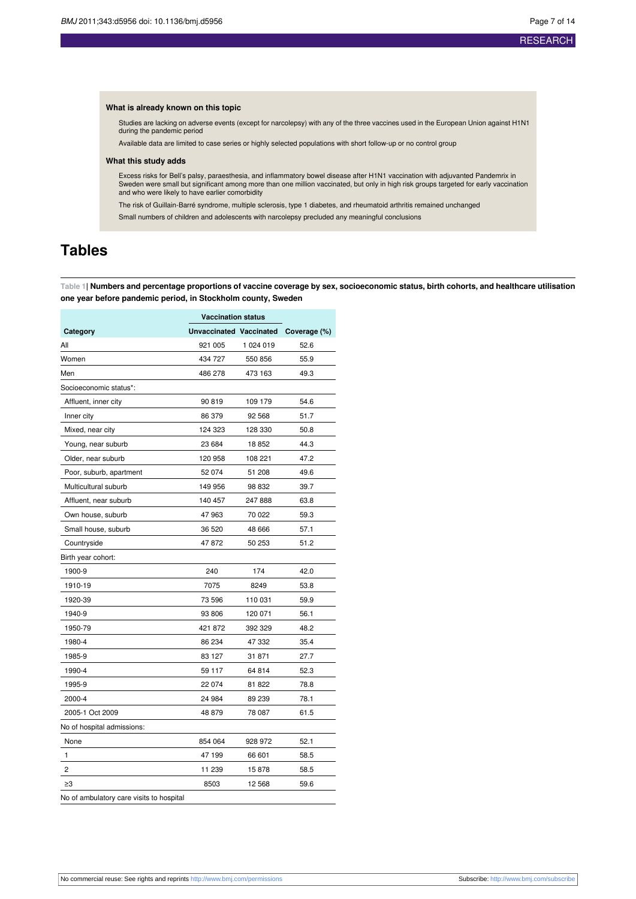### What is already known on this topic

Studies are lacking on adverse events (except for narcolepsy) with any of the three vaccines used in the European Union against H1N1 during the pandemic period

Available data are limited to case series or highly selected populations with short follow-up or no control group

### What this study adds

Excess risks for Bell's palsy, paraesthesia, and inflammatory bowel disease after H1N1 vaccination with adjuvanted Pandemrix in Sweden were small but significant among more than one million vaccinated, but only in high risk groups targeted for early vaccination and who were likely to have earlier comorbidity

The risk of Guillain-Barré syndrome, multiple sclerosis, type 1 diabetes, and rheumatoid arthritis remained unchanged

Small numbers of children and adolescents with narcolepsy precluded any meaningful conclusions

# Tables

**Table 1| Numbers and percentage proportions of vaccine coverage by sex, socioeconomic status, birth cohorts, and healthcare utilisation one year before pandemic period, in Stockholm county, Sweden**

| | Vaccination status | | |
|---|---|---|---|
| **Category** | **Unvaccinated** | **Vaccinated** | **Coverage (%)** |
| All | 921 005 | 1 024 019 | 52.6 |
| Women | 434 727 | 550 856 | 55.9 |
| Men | 486 278 | 473 163 | 49.3 |
| Socioeconomic status*: | | | |
| Affluent, inner city | 90 819 | 109 179 | 54.6 |
| Inner city | 86 379 | 92 568 | 51.7 |
| Mixed, near city | 124 323 | 128 330 | 50.8 |
| Young, near suburb | 23 684 | 18 852 | 44.3 |
| Older, near suburb | 120 958 | 108 221 | 47.2 |
| Poor, suburb, apartment | 52 074 | 51 208 | 49.6 |
| Multicultural suburb | 149 956 | 98 832 | 39.7 |
| Affluent, near suburb | 140 457 | 247 888 | 63.8 |
| Own house, suburb | 47 963 | 70 022 | 59.3 |
| Small house, suburb | 36 520 | 48 666 | 57.1 |
| Countryside | 47 872 | 50 253 | 51.2 |
| Birth year cohort: | | | |
| 1900-9 | 240 | 174 | 42.0 |
| 1910-19 | 7075 | 8249 | 53.8 |
| 1920-39 | 73 596 | 110 031 | 59.9 |
| 1940-9 | 93 806 | 120 071 | 56.1 |
| 1950-79 | 421 872 | 392 329 | 48.2 |
| 1980-4 | 86 234 | 47 332 | 35.4 |
| 1985-9 | 83 127 | 31 871 | 27.7 |
| 1990-4 | 59 117 | 64 814 | 52.3 |
| 1995-9 | 22 074 | 81 822 | 78.8 |
| 2000-4 | 24 984 | 89 239 | 78.1 |
| 2005-1 Oct 2009 | 48 879 | 78 087 | 61.5 |
| No of hospital admissions: | | | |
| None | 854 064 | 928 972 | 52.1 |
| 1 | 47 199 | 66 601 | 58.5 |
| 2 | 11 239 | 15 878 | 58.5 |
| ≥3 | 8503 | 12 568 | 59.6 |
| No of ambulatory care visits to hospital | | | |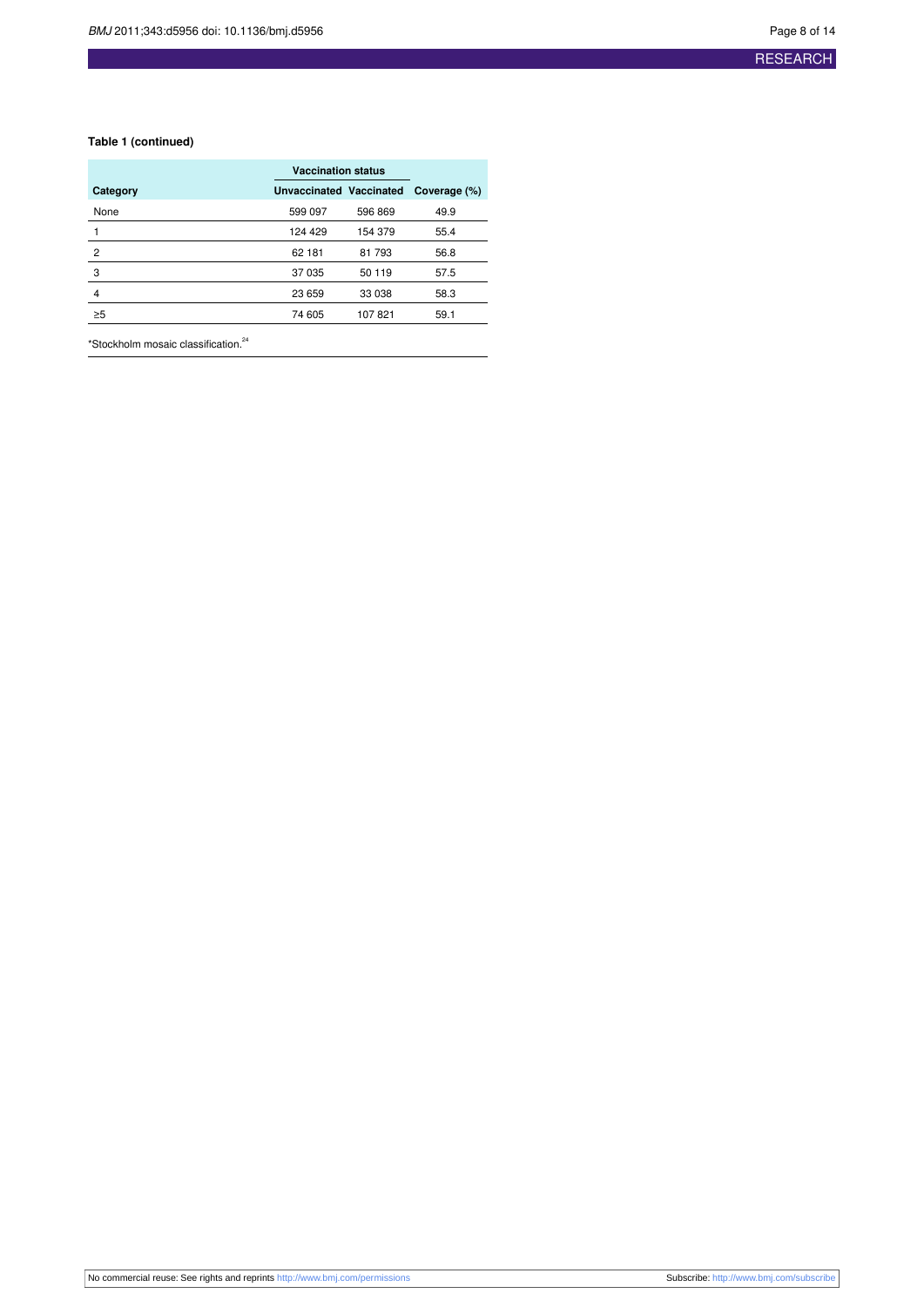**Table 1 (continued)**

| Category | Vaccination status | | Coverage (%) |
|---|---|---|---|
| | Unvaccinated | Vaccinated | |
| None | 599 097 | 596 869 | 49.9 |
| 1 | 124 429 | 154 379 | 55.4 |
| 2 | 62 181 | 81 793 | 56.8 |
| 3 | 37 035 | 50 119 | 57.5 |
| 4 | 23 659 | 33 038 | 58.3 |
| ≥5 | 74 605 | 107 821 | 59.1 |

*Stockholm mosaic classification.[24]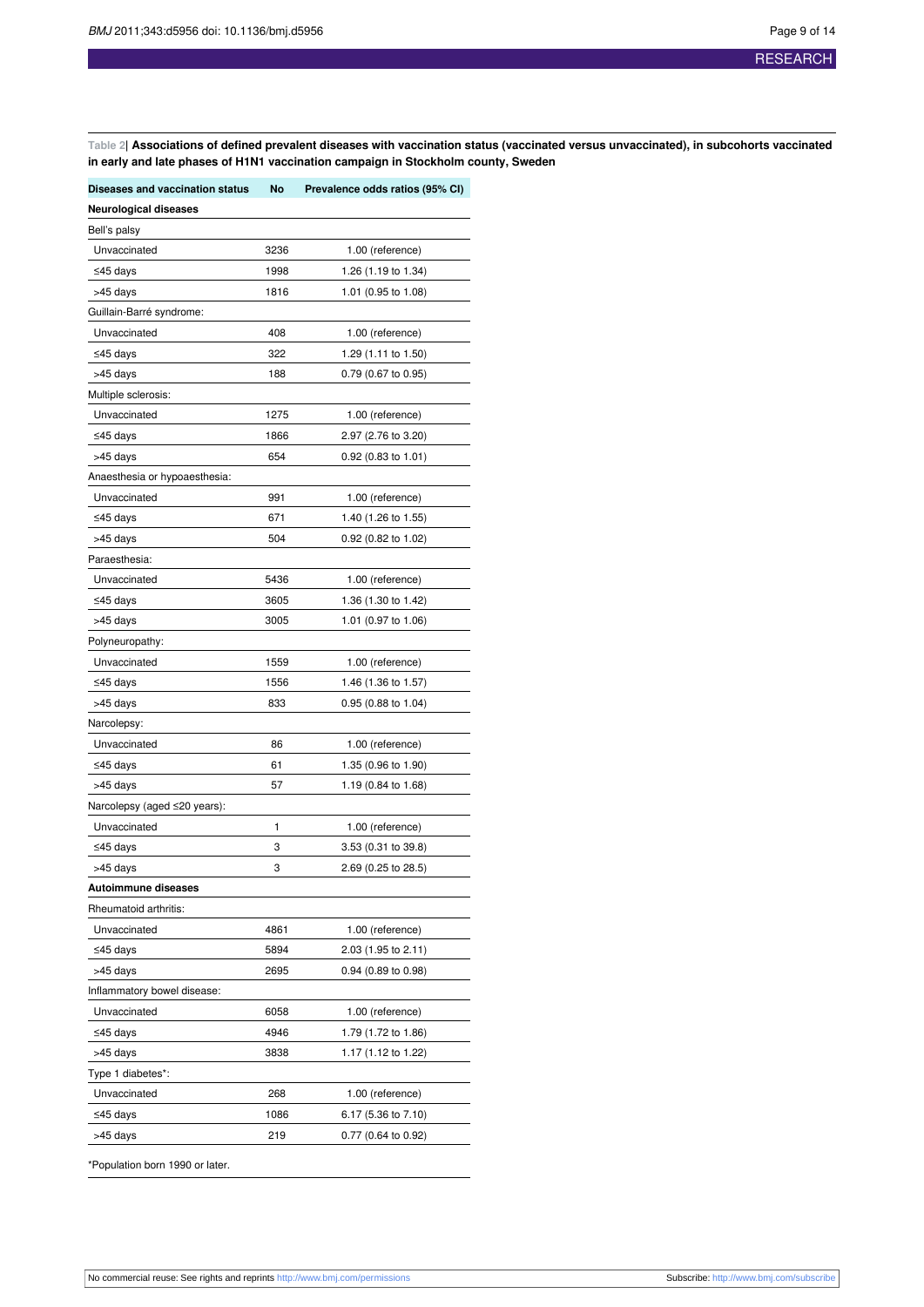Table 2| **Associations of defined prevalent diseases with vaccination status (vaccinated versus unvaccinated), in subcohorts vaccinated in early and late phases of H1N1 vaccination campaign in Stockholm county, Sweden**

| Diseases and vaccination status | No | Prevalence odds ratios (95% CI) |
|---|---|---|
| **Neurological diseases** | | |
| Bell's palsy | | |
| Unvaccinated | 3236 | 1.00 (reference) |
| ≤45 days | 1998 | 1.26 (1.19 to 1.34) |
| >45 days | 1816 | 1.01 (0.95 to 1.08) |
| Guillain-Barré syndrome: | | |
| Unvaccinated | 408 | 1.00 (reference) |
| ≤45 days | 322 | 1.29 (1.11 to 1.50) |
| >45 days | 188 | 0.79 (0.67 to 0.95) |
| Multiple sclerosis: | | |
| Unvaccinated | 1275 | 1.00 (reference) |
| ≤45 days | 1866 | 2.97 (2.76 to 3.20) |
| >45 days | 654 | 0.92 (0.83 to 1.01) |
| Anaesthesia or hypoaesthesia: | | |
| Unvaccinated | 991 | 1.00 (reference) |
| ≤45 days | 671 | 1.40 (1.26 to 1.55) |
| >45 days | 504 | 0.92 (0.82 to 1.02) |
| Paraesthesia: | | |
| Unvaccinated | 5436 | 1.00 (reference) |
| ≤45 days | 3605 | 1.36 (1.30 to 1.42) |
| >45 days | 3005 | 1.01 (0.97 to 1.06) |
| Polyneuropathy: | | |
| Unvaccinated | 1559 | 1.00 (reference) |
| ≤45 days | 1556 | 1.46 (1.36 to 1.57) |
| >45 days | 833 | 0.95 (0.88 to 1.04) |
| Narcolepsy: | | |
| Unvaccinated | 86 | 1.00 (reference) |
| ≤45 days | 61 | 1.35 (0.96 to 1.90) |
| >45 days | 57 | 1.19 (0.84 to 1.68) |
| Narcolepsy (aged ≤20 years): | | |
| Unvaccinated | 1 | 1.00 (reference) |
| ≤45 days | 3 | 3.53 (0.31 to 39.8) |
| >45 days | 3 | 2.69 (0.25 to 28.5) |
| **Autoimmune diseases** | | |
| Rheumatoid arthritis: | | |
| Unvaccinated | 4861 | 1.00 (reference) |
| ≤45 days | 5894 | 2.03 (1.95 to 2.11) |
| >45 days | 2695 | 0.94 (0.89 to 0.98) |
| Inflammatory bowel disease: | | |
| Unvaccinated | 6058 | 1.00 (reference) |
| ≤45 days | 4946 | 1.79 (1.72 to 1.86) |
| >45 days | 3838 | 1.17 (1.12 to 1.22) |
| Type 1 diabetes*: | | |
| Unvaccinated | 268 | 1.00 (reference) |
| ≤45 days | 1086 | 6.17 (5.36 to 7.10) |
| >45 days | 219 | 0.77 (0.64 to 0.92) |

*Population born 1990 or later.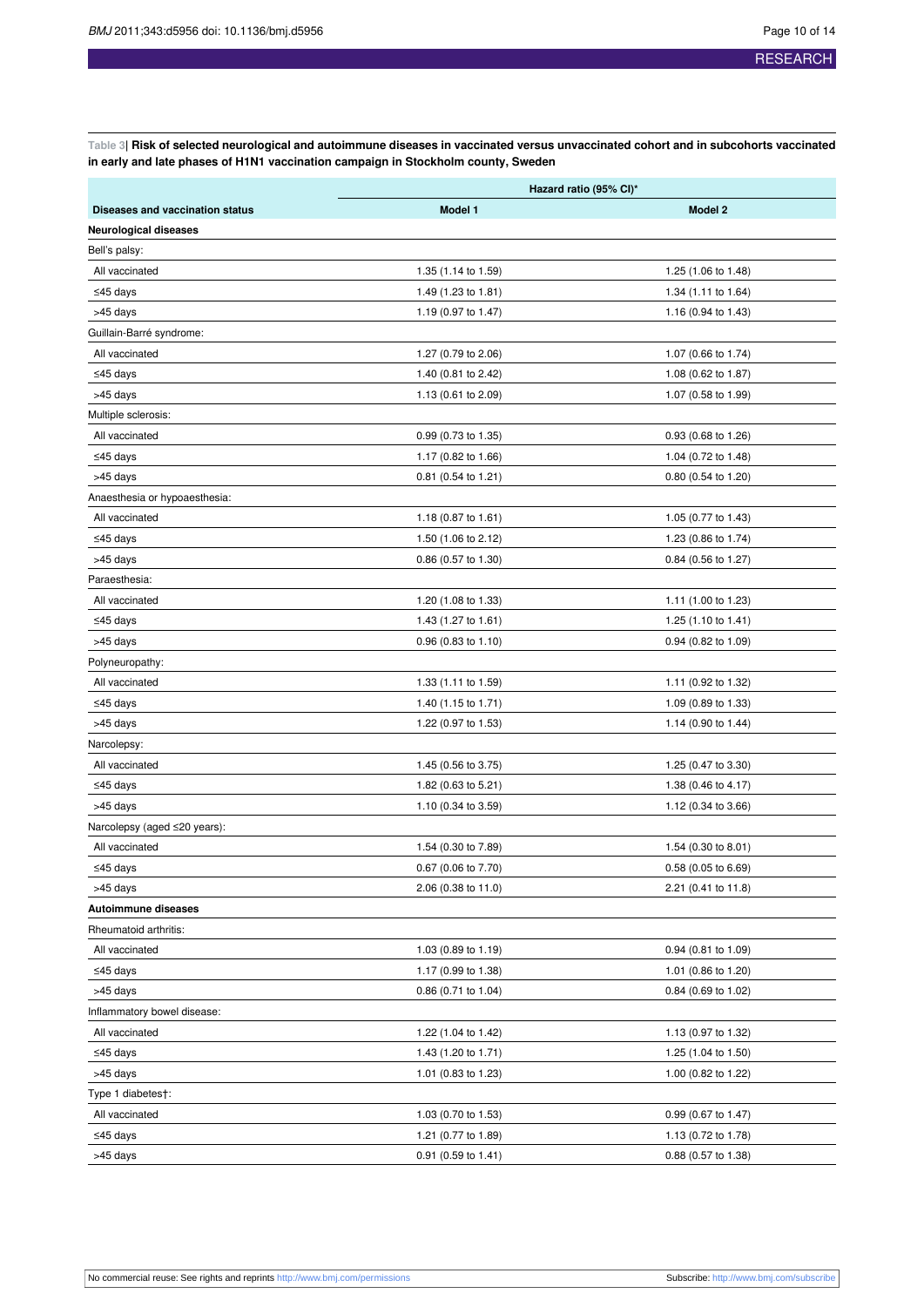**Table 3| Risk of selected neurological and autoimmune diseases in vaccinated versus unvaccinated cohort and in subcohorts vaccinated in early and late phases of H1N1 vaccination campaign in Stockholm county, Sweden**

| | Hazard ratio (95% CI)* | |
|---|---|---|
| **Diseases and vaccination status** | **Model 1** | **Model 2** |
| **Neurological diseases** | | |
| Bell's palsy: | | |
| All vaccinated | 1.35 (1.14 to 1.59) | 1.25 (1.06 to 1.48) |
| ≤45 days | 1.49 (1.23 to 1.81) | 1.34 (1.11 to 1.64) |
| >45 days | 1.19 (0.97 to 1.47) | 1.16 (0.94 to 1.43) |
| Guillain-Barré syndrome: | | |
| All vaccinated | 1.27 (0.79 to 2.06) | 1.07 (0.66 to 1.74) |
| ≤45 days | 1.40 (0.81 to 2.42) | 1.08 (0.62 to 1.87) |
| >45 days | 1.13 (0.61 to 2.09) | 1.07 (0.58 to 1.99) |
| Multiple sclerosis: | | |
| All vaccinated | 0.99 (0.73 to 1.35) | 0.93 (0.68 to 1.26) |
| ≤45 days | 1.17 (0.82 to 1.66) | 1.04 (0.72 to 1.48) |
| >45 days | 0.81 (0.54 to 1.21) | 0.80 (0.54 to 1.20) |
| Anaesthesia or hypoaesthesia: | | |
| All vaccinated | 1.18 (0.87 to 1.61) | 1.05 (0.77 to 1.43) |
| ≤45 days | 1.50 (1.06 to 2.12) | 1.23 (0.86 to 1.74) |
| >45 days | 0.86 (0.57 to 1.30) | 0.84 (0.56 to 1.27) |
| Paraesthesia: | | |
| All vaccinated | 1.20 (1.08 to 1.33) | 1.11 (1.00 to 1.23) |
| ≤45 days | 1.43 (1.27 to 1.61) | 1.25 (1.10 to 1.41) |
| >45 days | 0.96 (0.83 to 1.10) | 0.94 (0.82 to 1.09) |
| Polyneuropathy: | | |
| All vaccinated | 1.33 (1.11 to 1.59) | 1.11 (0.92 to 1.32) |
| ≤45 days | 1.40 (1.15 to 1.71) | 1.09 (0.89 to 1.33) |
| >45 days | 1.22 (0.97 to 1.53) | 1.14 (0.90 to 1.44) |
| Narcolepsy: | | |
| All vaccinated | 1.45 (0.56 to 3.75) | 1.25 (0.47 to 3.30) |
| ≤45 days | 1.82 (0.63 to 5.21) | 1.38 (0.46 to 4.17) |
| >45 days | 1.10 (0.34 to 3.59) | 1.12 (0.34 to 3.66) |
| Narcolepsy (aged ≤20 years): | | |
| All vaccinated | 1.54 (0.30 to 7.89) | 1.54 (0.30 to 8.01) |
| ≤45 days | 0.67 (0.06 to 7.70) | 0.58 (0.05 to 6.69) |
| >45 days | 2.06 (0.38 to 11.0) | 2.21 (0.41 to 11.8) |
| **Autoimmune diseases** | | |
| Rheumatoid arthritis: | | |
| All vaccinated | 1.03 (0.89 to 1.19) | 0.94 (0.81 to 1.09) |
| ≤45 days | 1.17 (0.99 to 1.38) | 1.01 (0.86 to 1.20) |
| >45 days | 0.86 (0.71 to 1.04) | 0.84 (0.69 to 1.02) |
| Inflammatory bowel disease: | | |
| All vaccinated | 1.22 (1.04 to 1.42) | 1.13 (0.97 to 1.32) |
| ≤45 days | 1.43 (1.20 to 1.71) | 1.25 (1.04 to 1.50) |
| >45 days | 1.01 (0.83 to 1.23) | 1.00 (0.82 to 1.22) |
| Type 1 diabetes†: | | |
| All vaccinated | 1.03 (0.70 to 1.53) | 0.99 (0.67 to 1.47) |
| ≤45 days | 1.21 (0.77 to 1.89) | 1.13 (0.72 to 1.78) |
| >45 days | 0.91 (0.59 to 1.41) | 0.88 (0.57 to 1.38) |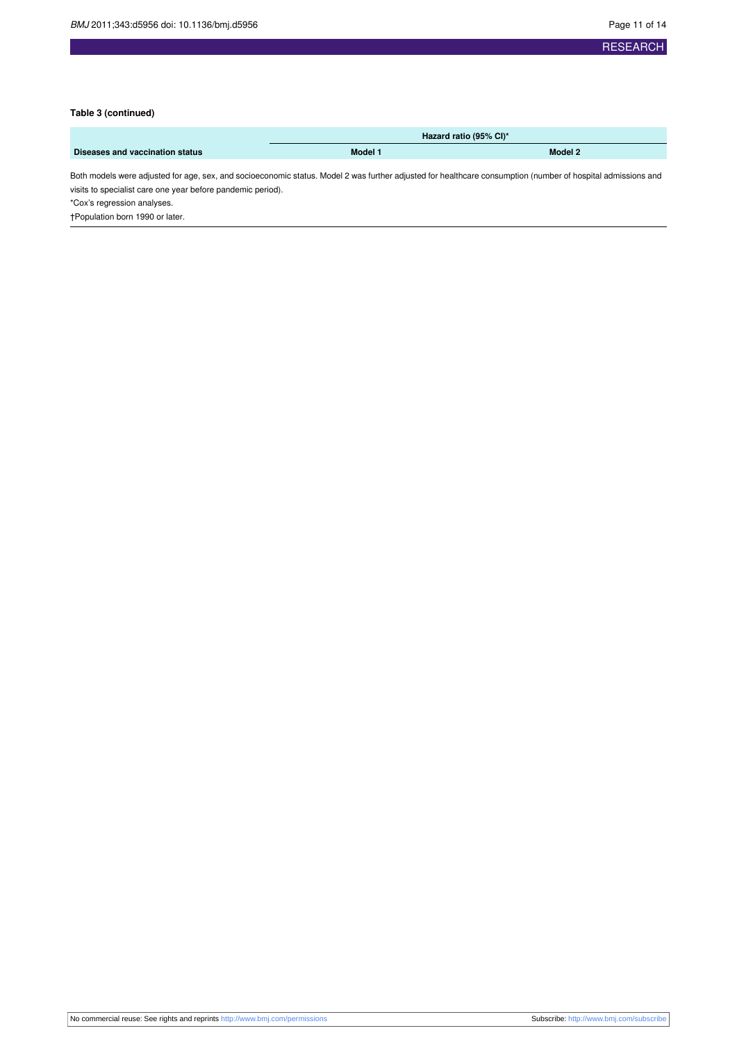**Table 3 (continued)**

| | Hazard ratio (95% CI)* | |
|---|---|---|
| **Diseases and vaccination status** | **Model 1** | **Model 2** |

Both models were adjusted for age, sex, and socioeconomic status. Model 2 was further adjusted for healthcare consumption (number of hospital admissions and visits to specialist care one year before pandemic period).

*Cox's regression analyses.

†Population born 1990 or later.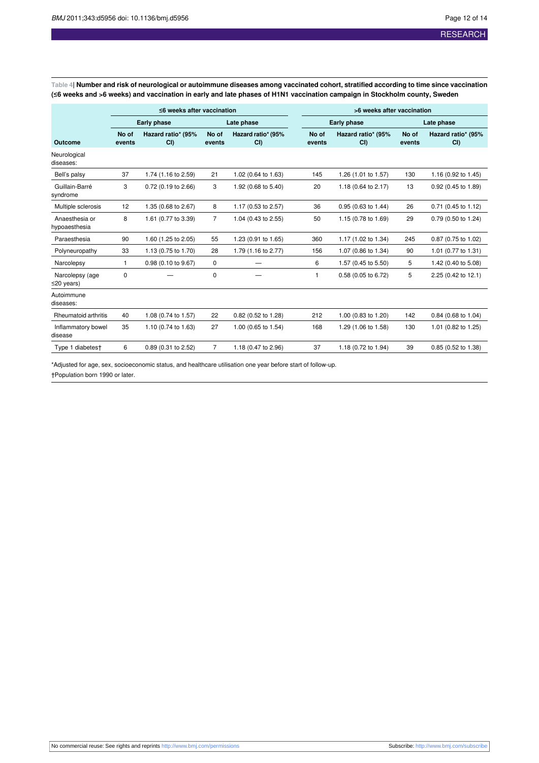**Table 4| Number and risk of neurological or autoimmune diseases among vaccinated cohort, stratified according to time since vaccination (≤6 weeks and >6 weeks) and vaccination in early and late phases of H1N1 vaccination campaign in Stockholm county, Sweden**

| | ≤6 weeks after vaccination | | | | >6 weeks after vaccination | | | |
|---|---|---|---|---|---|---|---|---|
| | Early phase | | Late phase | | Early phase | | Late phase | |
| Outcome | No of events | Hazard ratio* (95% CI) | No of events | Hazard ratio* (95% CI) | No of events | Hazard ratio* (95% CI) | No of events | Hazard ratio* (95% CI) |
| Neurological diseases: | | | | | | | | |
| Bell's palsy | 37 | 1.74 (1.16 to 2.59) | 21 | 1.02 (0.64 to 1.63) | 145 | 1.26 (1.01 to 1.57) | 130 | 1.16 (0.92 to 1.45) |
| Guillain-Barré syndrome | 3 | 0.72 (0.19 to 2.66) | 3 | 1.92 (0.68 to 5.40) | 20 | 1.18 (0.64 to 2.17) | 13 | 0.92 (0.45 to 1.89) |
| Multiple sclerosis | 12 | 1.35 (0.68 to 2.67) | 8 | 1.17 (0.53 to 2.57) | 36 | 0.95 (0.63 to 1.44) | 26 | 0.71 (0.45 to 1.12) |
| Anaesthesia or hypoaesthesia | 8 | 1.61 (0.77 to 3.39) | 7 | 1.04 (0.43 to 2.55) | 50 | 1.15 (0.78 to 1.69) | 29 | 0.79 (0.50 to 1.24) |
| Paraesthesia | 90 | 1.60 (1.25 to 2.05) | 55 | 1.23 (0.91 to 1.65) | 360 | 1.17 (1.02 to 1.34) | 245 | 0.87 (0.75 to 1.02) |
| Polyneuropathy | 33 | 1.13 (0.75 to 1.70) | 28 | 1.79 (1.16 to 2.77) | 156 | 1.07 (0.86 to 1.34) | 90 | 1.01 (0.77 to 1.31) |
| Narcolepsy | 1 | 0.98 (0.10 to 9.67) | 0 | — | 6 | 1.57 (0.45 to 5.50) | 5 | 1.42 (0.40 to 5.08) |
| Narcolepsy (age ≤20 years) | 0 | — | 0 | — | 1 | 0.58 (0.05 to 6.72) | 5 | 2.25 (0.42 to 12.1) |
| Autoimmune diseases: | | | | | | | | |
| Rheumatoid arthritis | 40 | 1.08 (0.74 to 1.57) | 22 | 0.82 (0.52 to 1.28) | 212 | 1.00 (0.83 to 1.20) | 142 | 0.84 (0.68 to 1.04) |
| Inflammatory bowel disease | 35 | 1.10 (0.74 to 1.63) | 27 | 1.00 (0.65 to 1.54) | 168 | 1.29 (1.06 to 1.58) | 130 | 1.01 (0.82 to 1.25) |
| Type 1 diabetes† | 6 | 0.89 (0.31 to 2.52) | 7 | 1.18 (0.47 to 2.96) | 37 | 1.18 (0.72 to 1.94) | 39 | 0.85 (0.52 to 1.38) |

*Adjusted for age, sex, socioeconomic status, and healthcare utilisation one year before start of follow-up.

†Population born 1990 or later.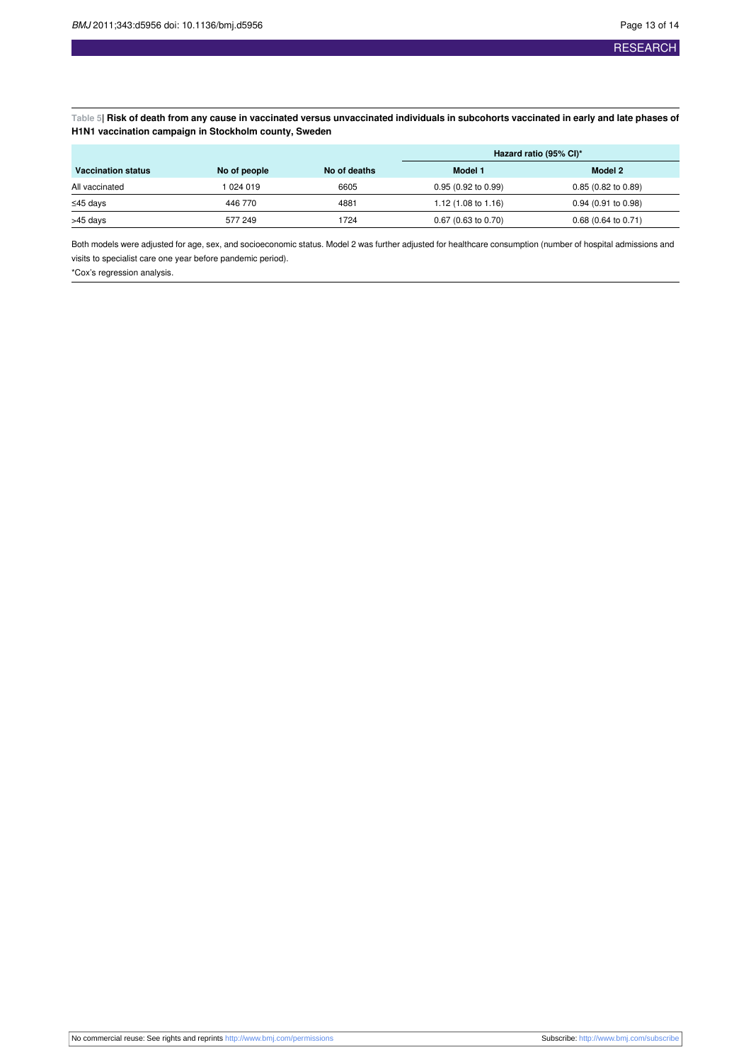**Table 5| Risk of death from any cause in vaccinated versus unvaccinated individuals in subcohorts vaccinated in early and late phases of H1N1 vaccination campaign in Stockholm county, Sweden**

| | | | Hazard ratio (95% CI)* | |
|---|---|---|---|---|
| **Vaccination status** | **No of people** | **No of deaths** | **Model 1** | **Model 2** |
| All vaccinated | 1 024 019 | 6605 | 0.95 (0.92 to 0.99) | 0.85 (0.82 to 0.89) |
| ≤45 days | 446 770 | 4881 | 1.12 (1.08 to 1.16) | 0.94 (0.91 to 0.98) |
| >45 days | 577 249 | 1724 | 0.67 (0.63 to 0.70) | 0.68 (0.64 to 0.71) |

Both models were adjusted for age, sex, and socioeconomic status. Model 2 was further adjusted for healthcare consumption (number of hospital admissions and visits to specialist care one year before pandemic period).

*Cox's regression analysis.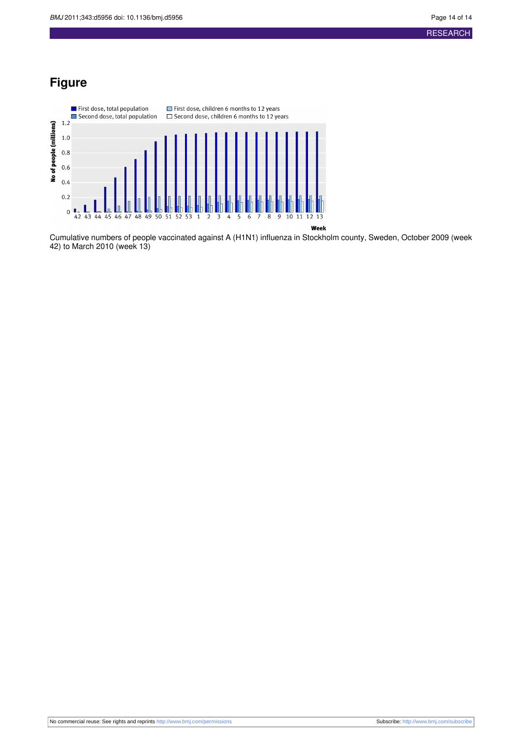# Figure

First dose, total population
Second dose, total population
First dose, children 6 months to 12 years
Second dose, children 6 months to 12 years

No of people (millions)

1.2
1.0
0.8
0.6
0.4
0.2
0

42 43 44 45 46 47 48 49 50 51 52 53 1 2 3 4 5 6 7 8 9 10 11 12 13

Week

Cumulative numbers of people vaccinated against A (H1N1) influenza in Stockholm county, Sweden, October 2009 (week 42) to March 2010 (week 13)